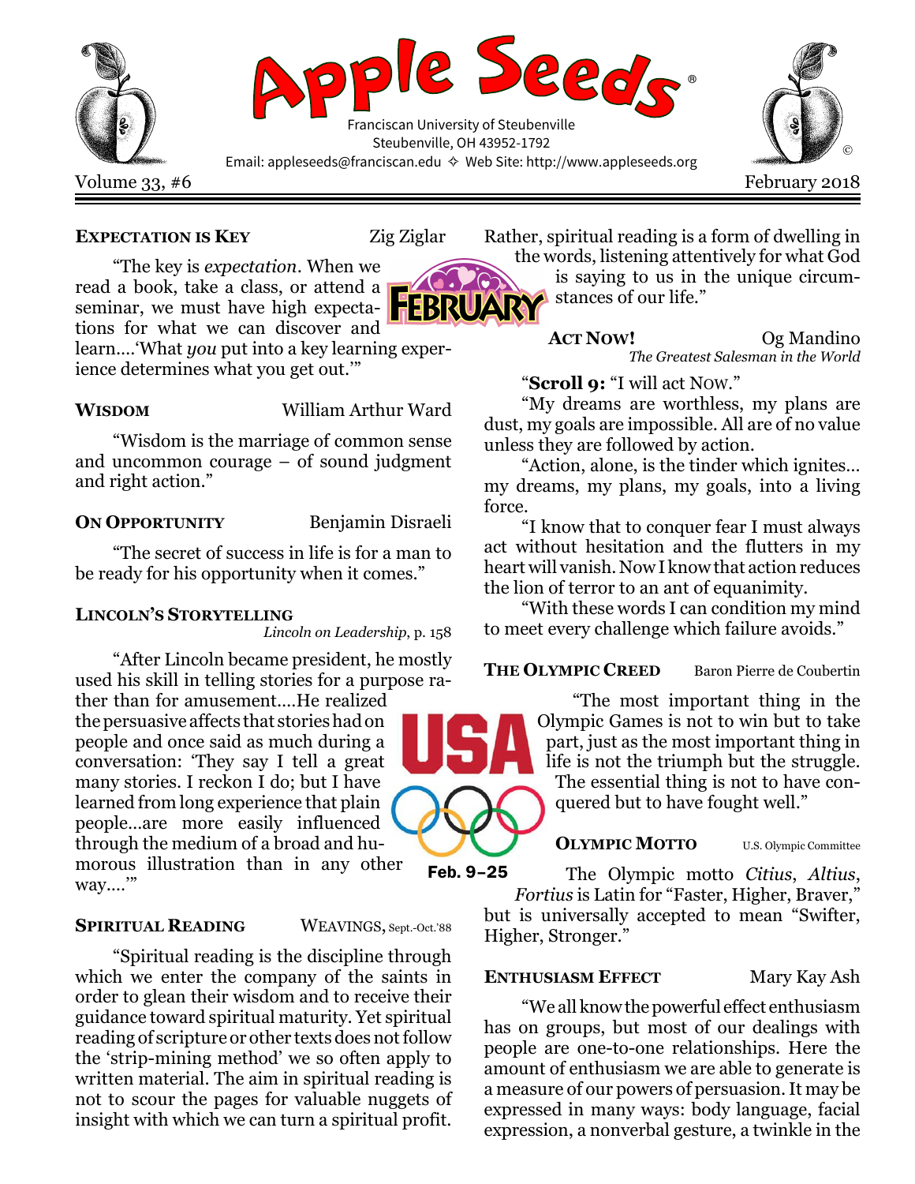# Apple Seeds®

Franciscan University of Steubenville
Steubenville, OH 43952-1792
Email: appleseeds@franciscan.edu ✧ Web Site: http://www.appleseeds.org

Volume 33, #6 — February 2018

### Expectation is Key — Zig Ziglar

"The key is *expectation*. When we read a book, take a class, or attend a seminar, we must have high expectations for what we can discover and learn....'What *you* put into a key learning experience determines what you get out.'"

### Wisdom — William Arthur Ward

"Wisdom is the marriage of common sense and uncommon courage – of sound judgment and right action."

### On Opportunity — Benjamin Disraeli

"The secret of success in life is for a man to be ready for his opportunity when it comes."

### Lincoln's Storytelling

*Lincoln on Leadership*, p. 158

"After Lincoln became president, he mostly used his skill in telling stories for a purpose rather than for amusement....He realized the persuasive affects that stories had on people and once said as much during a conversation: 'They say I tell a great many stories. I reckon I do; but I have learned from long experience that plain people...are more easily influenced through the medium of a broad and humorous illustration than in any other way....'"

### Spiritual Reading — WEAVINGS, Sept.-Oct.'88

"Spiritual reading is the discipline through which we enter the company of the saints in order to glean their wisdom and to receive their guidance toward spiritual maturity. Yet spiritual reading of scripture or other texts does not follow the 'strip-mining method' we so often apply to written material. The aim in spiritual reading is not to scour the pages for valuable nuggets of insight with which we can turn a spiritual profit. Rather, spiritual reading is a form of dwelling in the words, listening attentively for what God is saying to us in the unique circumstances of our life."

### Act Now! — Og Mandino

*The Greatest Salesman in the World*

"**Scroll 9:** "I will act NOW."

"My dreams are worthless, my plans are dust, my goals are impossible. All are of no value unless they are followed by action.

"Action, alone, is the tinder which ignites... my dreams, my plans, my goals, into a living force.

"I know that to conquer fear I must always act without hesitation and the flutters in my heart will vanish. Now I know that action reduces the lion of terror to an ant of equanimity.

"With these words I can condition my mind to meet every challenge which failure avoids."

### The Olympic Creed — Baron Pierre de Coubertin

USA Feb. 9–25

"The most important thing in the Olympic Games is not to win but to take part, just as the most important thing in life is not the triumph but the struggle. The essential thing is not to have conquered but to have fought well."

### Olympic Motto — U.S. Olympic Committee

The Olympic motto *Citius*, *Altius*, *Fortius* is Latin for "Faster, Higher, Braver," but is universally accepted to mean "Swifter, Higher, Stronger."

### Enthusiasm Effect — Mary Kay Ash

"We all know the powerful effect enthusiasm has on groups, but most of our dealings with people are one-to-one relationships. Here the amount of enthusiasm we are able to generate is a measure of our powers of persuasion. It may be expressed in many ways: body language, facial expression, a nonverbal gesture, a twinkle in the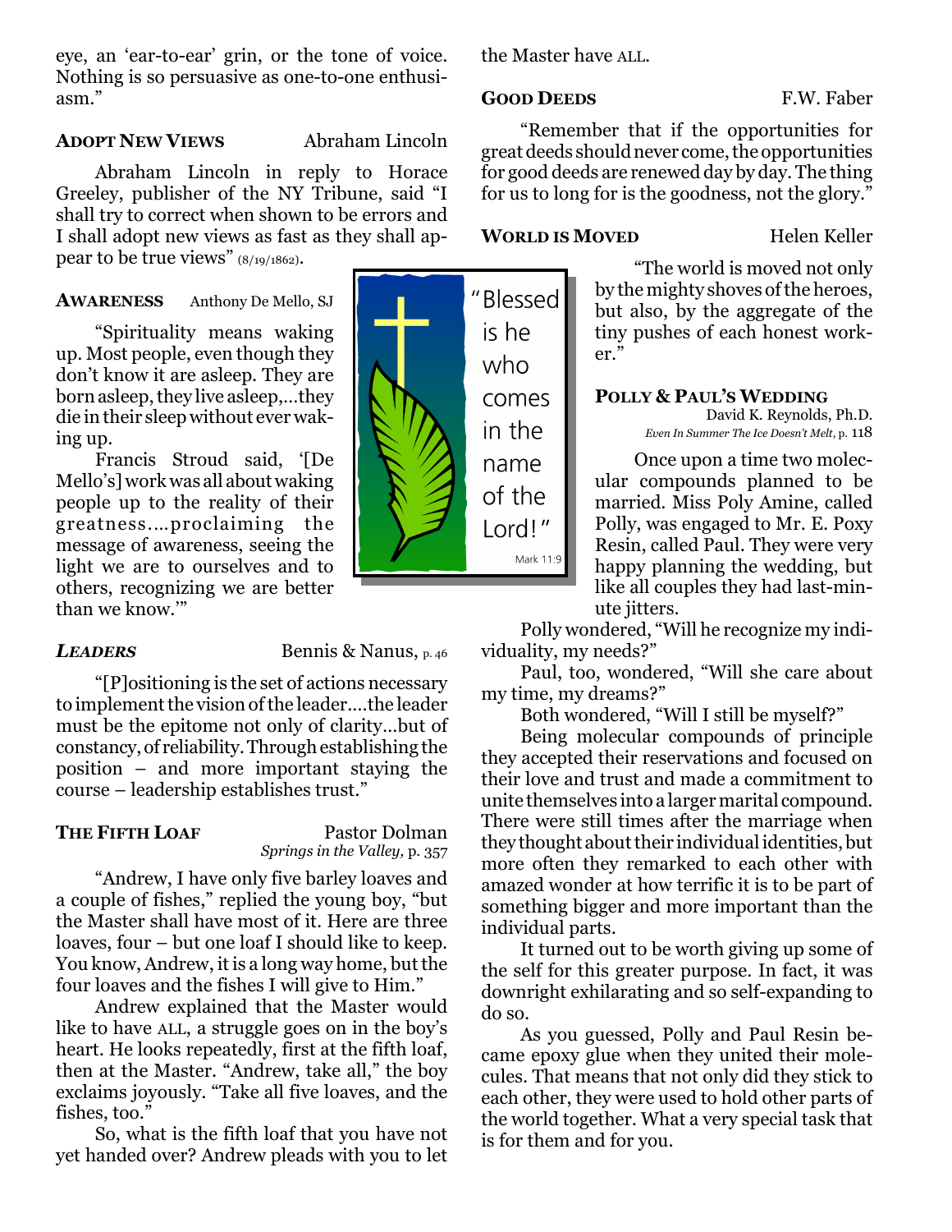eye, an 'ear-to-ear' grin, or the tone of voice. Nothing is so persuasive as one-to-one enthusiasm."

**ADOPT NEW VIEWS** Abraham Lincoln

Abraham Lincoln in reply to Horace Greeley, publisher of the NY Tribune, said "I shall try to correct when shown to be errors and I shall adopt new views as fast as they shall appear to be true views" (8/19/1862).

**AWARENESS** Anthony De Mello, SJ

"Spirituality means waking up. Most people, even though they don't know it are asleep. They are born asleep, they live asleep,...they die in their sleep without ever waking up.

Francis Stroud said, '[De Mello's] work was all about waking people up to the reality of their greatness....proclaiming the message of awareness, seeing the light we are to ourselves and to others, recognizing we are better than we know.'"

"Blessed is he who comes in the name of the Lord!"
Mark 11:9

***LEADERS*** Bennis & Nanus, p. 46

"[P]ositioning is the set of actions necessary to implement the vision of the leader....the leader must be the epitome not only of clarity...but of constancy, of reliability. Through establishing the position – and more important staying the course – leadership establishes trust."

**THE FIFTH LOAF** Pastor Dolman
*Springs in the Valley,* p. 357

"Andrew, I have only five barley loaves and a couple of fishes," replied the young boy, "but the Master shall have most of it. Here are three loaves, four – but one loaf I should like to keep. You know, Andrew, it is a long way home, but the four loaves and the fishes I will give to Him."

Andrew explained that the Master would like to have ALL, a struggle goes on in the boy's heart. He looks repeatedly, first at the fifth loaf, then at the Master. "Andrew, take all," the boy exclaims joyously. "Take all five loaves, and the fishes, too."

So, what is the fifth loaf that you have not yet handed over? Andrew pleads with you to let the Master have ALL.

**GOOD DEEDS** F.W. Faber

"Remember that if the opportunities for great deeds should never come, the opportunities for good deeds are renewed day by day. The thing for us to long for is the goodness, not the glory."

**WORLD IS MOVED** Helen Keller

"The world is moved not only by the mighty shoves of the heroes, but also, by the aggregate of the tiny pushes of each honest worker."

**POLLY & PAUL'S WEDDING**
David K. Reynolds, Ph.D.
*Even In Summer The Ice Doesn't Melt*, p. 118

Once upon a time two molecular compounds planned to be married. Miss Poly Amine, called Polly, was engaged to Mr. E. Poxy Resin, called Paul. They were very happy planning the wedding, but like all couples they had last-minute jitters.

Polly wondered, "Will he recognize my individuality, my needs?"

Paul, too, wondered, "Will she care about my time, my dreams?"

Both wondered, "Will I still be myself?"

Being molecular compounds of principle they accepted their reservations and focused on their love and trust and made a commitment to unite themselves into a larger marital compound. There were still times after the marriage when they thought about their individual identities, but more often they remarked to each other with amazed wonder at how terrific it is to be part of something bigger and more important than the individual parts.

It turned out to be worth giving up some of the self for this greater purpose. In fact, it was downright exhilarating and so self-expanding to do so.

As you guessed, Polly and Paul Resin became epoxy glue when they united their molecules. That means that not only did they stick to each other, they were used to hold other parts of the world together. What a very special task that is for them and for you.